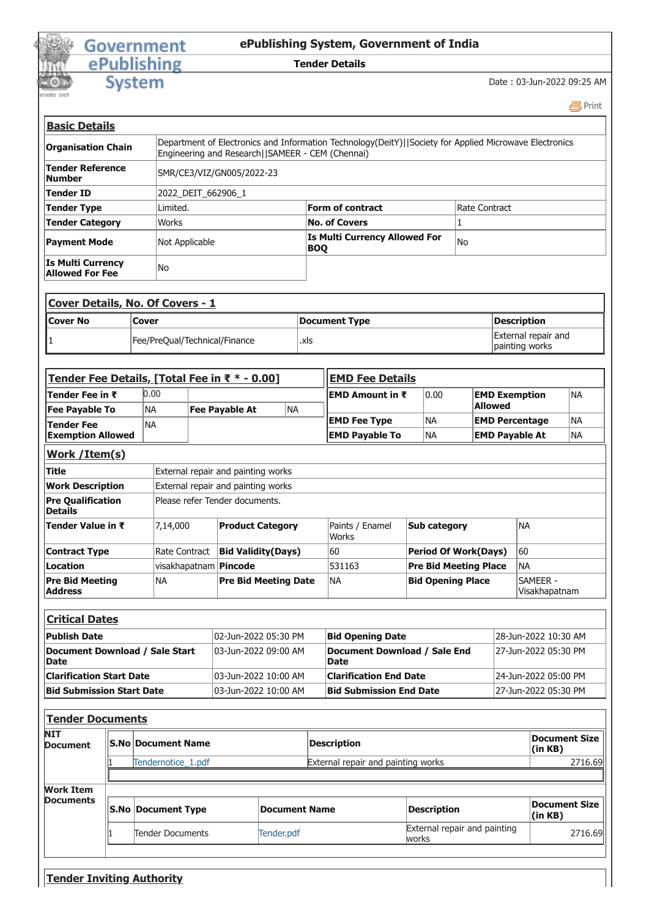# ePublishing System, Government of India

**Tender Details**

Date : 03-Jun-2022 09:25 AM

## Basic Details

| | | | |
|---|---|---|---|
| **Organisation Chain** | Department of Electronics and Information Technology(DeitY)\|\|Society for Applied Microwave Electronics Engineering and Research\|\|SAMEER - CEM (Chennai) | | |
| **Tender Reference Number** | SMR/CE3/VIZ/GN005/2022-23 | | |
| **Tender ID** | 2022_DEIT_662906_1 | | |
| **Tender Type** | Limited. | **Form of contract** | Rate Contract |
| **Tender Category** | Works | **No. of Covers** | 1 |
| **Payment Mode** | Not Applicable | **Is Multi Currency Allowed For BOQ** | No |
| **Is Multi Currency Allowed For Fee** | No | | |

## Cover Details, No. Of Covers - 1

| Cover No | Cover | Document Type | Description |
|---|---|---|---|
| 1 | Fee/PreQual/Technical/Finance | .xls | External repair and painting works |

## Tender Fee Details, [Total Fee in ₹ * - 0.00]

| | | | |
|---|---|---|---|
| **Tender Fee in ₹** | 0.00 | | |
| **Fee Payable To** | NA | **Fee Payable At** | NA |
| **Tender Fee Exemption Allowed** | NA | | |

## EMD Fee Details

| | | | |
|---|---|---|---|
| **EMD Amount in ₹** | 0.00 | **EMD Exemption Allowed** | NA |
| **EMD Fee Type** | NA | **EMD Percentage** | NA |
| **EMD Payable To** | NA | **EMD Payable At** | NA |

## Work /Item(s)

| | | | | | |
|---|---|---|---|---|---|
| **Title** | External repair and painting works | | | | |
| **Work Description** | External repair and painting works | | | | |
| **Pre Qualification Details** | Please refer Tender documents. | | | | |
| **Tender Value in ₹** | 7,14,000 | **Product Category** | Paints / Enamel Works | **Sub category** | NA |
| **Contract Type** | Rate Contract | **Bid Validity(Days)** | 60 | **Period Of Work(Days)** | 60 |
| **Location** | visakhapatnam | **Pincode** | 531163 | **Pre Bid Meeting Place** | NA |
| **Pre Bid Meeting Address** | NA | **Pre Bid Meeting Date** | NA | **Bid Opening Place** | SAMEER - Visakhapatnam |

## Critical Dates

| | | | |
|---|---|---|---|
| **Publish Date** | 02-Jun-2022 05:30 PM | **Bid Opening Date** | 28-Jun-2022 10:30 AM |
| **Document Download / Sale Start Date** | 03-Jun-2022 09:00 AM | **Document Download / Sale End Date** | 27-Jun-2022 05:30 PM |
| **Clarification Start Date** | 03-Jun-2022 10:00 AM | **Clarification End Date** | 24-Jun-2022 05:00 PM |
| **Bid Submission Start Date** | 03-Jun-2022 10:00 AM | **Bid Submission End Date** | 27-Jun-2022 05:30 PM |

## Tender Documents

**NIT Document**

| S.No | Document Name | Description | Document Size (in KB) |
|---|---|---|---|
| 1 | Tendernotice_1.pdf | External repair and painting works | 2716.69 |

**Work Item Documents**

| S.No | Document Type | Document Name | Description | Document Size (in KB) |
|---|---|---|---|---|
| 1 | Tender Documents | Tender.pdf | External repair and painting works | 2716.69 |

## Tender Inviting Authority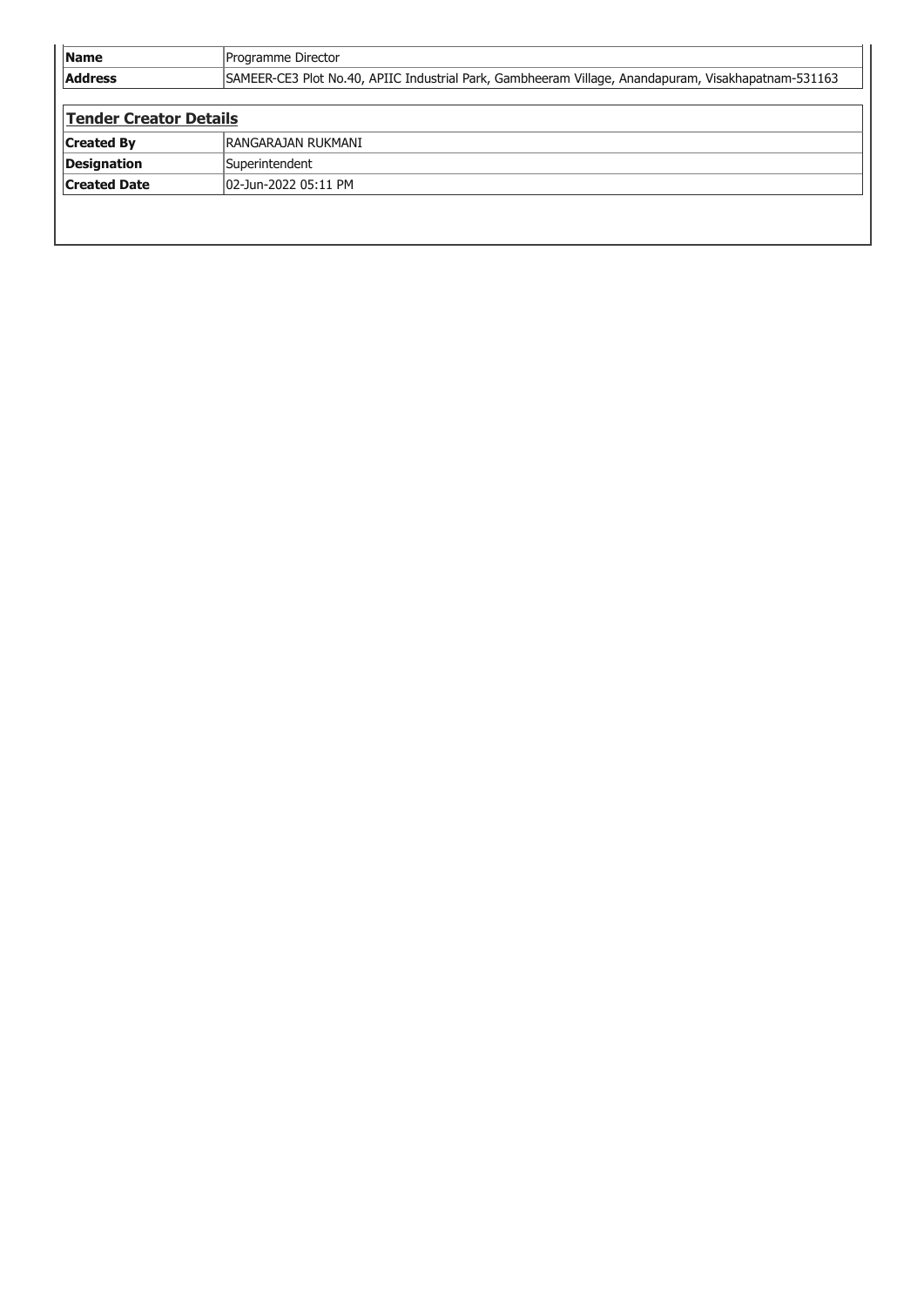| | |
|---|---|
| **Name** | Programme Director |
| **Address** | SAMEER-CE3 Plot No.40, APIIC Industrial Park, Gambheeram Village, Anandapuram, Visakhapatnam-531163 |

## Tender Creator Details

| | |
|---|---|
| **Created By** | RANGARAJAN RUKMANI |
| **Designation** | Superintendent |
| **Created Date** | 02-Jun-2022 05:11 PM |